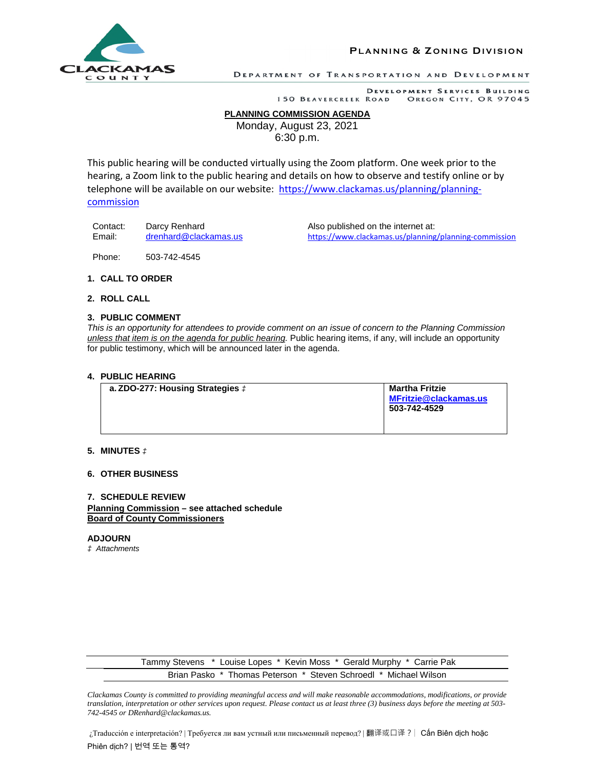**CLACKAMAS COUNTY**

**PLANNING & ZONING DIVISION**

DEPARTMENT OF TRANSPORTATION AND DEVELOPMENT

DEVELOPMENT SERVICES BUILDING
150 BEAVERCREEK ROAD    OREGON CITY, OR 97045

# PLANNING COMMISSION AGENDA

Monday, August 23, 2021
6:30 p.m.

This public hearing will be conducted virtually using the Zoom platform. One week prior to the hearing, a Zoom link to the public hearing and details on how to observe and testify online or by telephone will be available on our website: https://www.clackamas.us/planning/planning-commission

Contact: Darcy Renhard
Email: drenhard@clackamas.us
Phone: 503-742-4545

Also published on the internet at: https://www.clackamas.us/planning/planning-commission

**1. CALL TO ORDER**

**2. ROLL CALL**

**3. PUBLIC COMMENT**

*This is an opportunity for attendees to provide comment on an issue of concern to the Planning Commission unless that item is on the agenda for public hearing.* Public hearing items, if any, will include an opportunity for public testimony, which will be announced later in the agenda.

**4. PUBLIC HEARING**

| | |
|---|---|
| **a. ZDO-277: Housing Strategies ‡** | **Martha Fritzie**<br>**MFritzie@clackamas.us**<br>**503-742-4529** |

**5. MINUTES ‡**

**6. OTHER BUSINESS**

**7. SCHEDULE REVIEW**

**Planning Commission – see attached schedule**
**Board of County Commissioners**

**ADJOURN**

‡ *Attachments*

Tammy Stevens * Louise Lopes * Kevin Moss * Gerald Murphy * Carrie Pak
Brian Pasko * Thomas Peterson * Steven Schroedl * Michael Wilson

*Clackamas County is committed to providing meaningful access and will make reasonable accommodations, modifications, or provide translation, interpretation or other services upon request. Please contact us at least three (3) business days before the meeting at 503-742-4545 or DRenhard@clackamas.us.*

¿Traducción e interpretación? | Требуется ли вам устный или письменный перевод? | 翻译或口译？| Cần Biên dịch hoặc Phiên dịch? | 번역 또는 통역?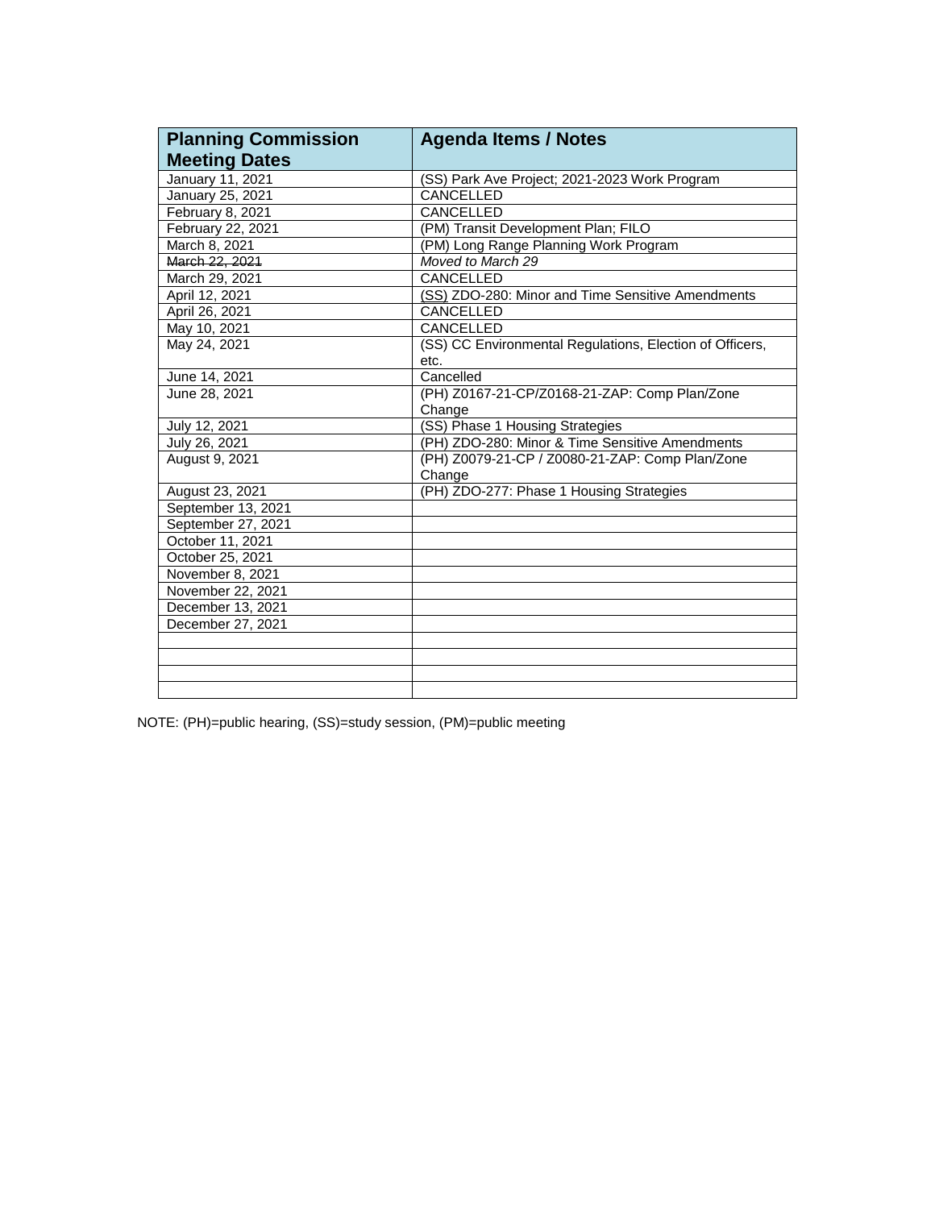| Planning Commission Meeting Dates | Agenda Items / Notes |
| --- | --- |
| January 11, 2021 | (SS) Park Ave Project; 2021-2023 Work Program |
| January 25, 2021 | CANCELLED |
| February 8, 2021 | CANCELLED |
| February 22, 2021 | (PM) Transit Development Plan; FILO |
| March 8, 2021 | (PM) Long Range Planning Work Program |
| ~~March 22, 2021~~ | *Moved to March 29* |
| March 29, 2021 | CANCELLED |
| April 12, 2021 | (SS) ZDO-280: Minor and Time Sensitive Amendments |
| April 26, 2021 | CANCELLED |
| May 10, 2021 | CANCELLED |
| May 24, 2021 | (SS) CC Environmental Regulations, Election of Officers, etc. |
| June 14, 2021 | Cancelled |
| June 28, 2021 | (PH) Z0167-21-CP/Z0168-21-ZAP: Comp Plan/Zone Change |
| July 12, 2021 | (SS) Phase 1 Housing Strategies |
| July 26, 2021 | (PH) ZDO-280: Minor & Time Sensitive Amendments |
| August 9, 2021 | (PH) Z0079-21-CP / Z0080-21-ZAP: Comp Plan/Zone Change |
| August 23, 2021 | (PH) ZDO-277: Phase 1 Housing Strategies |
| September 13, 2021 | |
| September 27, 2021 | |
| October 11, 2021 | |
| October 25, 2021 | |
| November 8, 2021 | |
| November 22, 2021 | |
| December 13, 2021 | |
| December 27, 2021 | |
| | |
| | |
| | |
| | |

NOTE: (PH)=public hearing, (SS)=study session, (PM)=public meeting